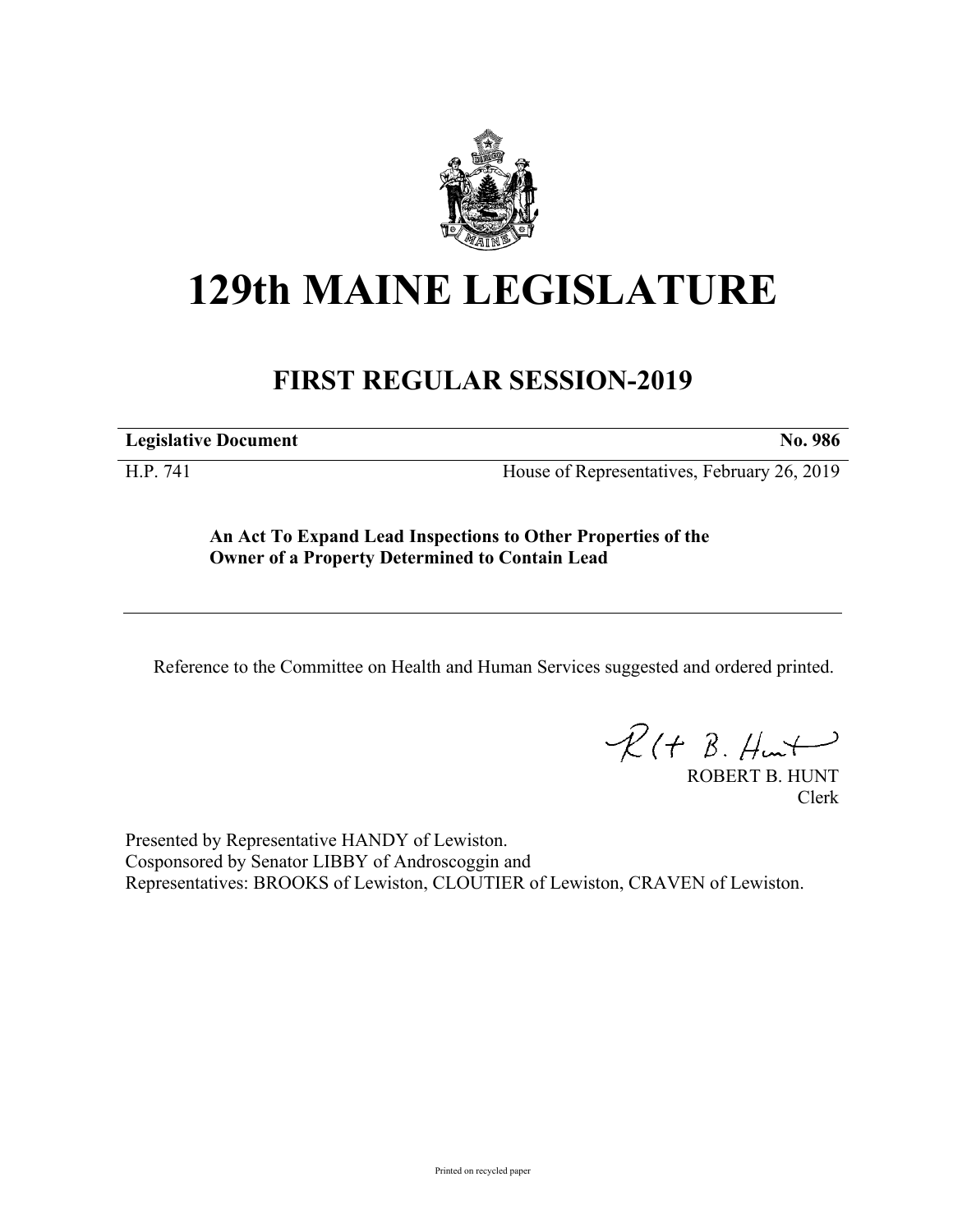# 129th MAINE LEGISLATURE

## FIRST REGULAR SESSION-2019

**Legislative Document** **No. 986**

H.P. 741 House of Representatives, February 26, 2019

**An Act To Expand Lead Inspections to Other Properties of the Owner of a Property Determined to Contain Lead**

Reference to the Committee on Health and Human Services suggested and ordered printed.

ROBERT B. HUNT
Clerk

Presented by Representative HANDY of Lewiston.
Cosponsored by Senator LIBBY of Androscoggin and
Representatives: BROOKS of Lewiston, CLOUTIER of Lewiston, CRAVEN of Lewiston.

Printed on recycled paper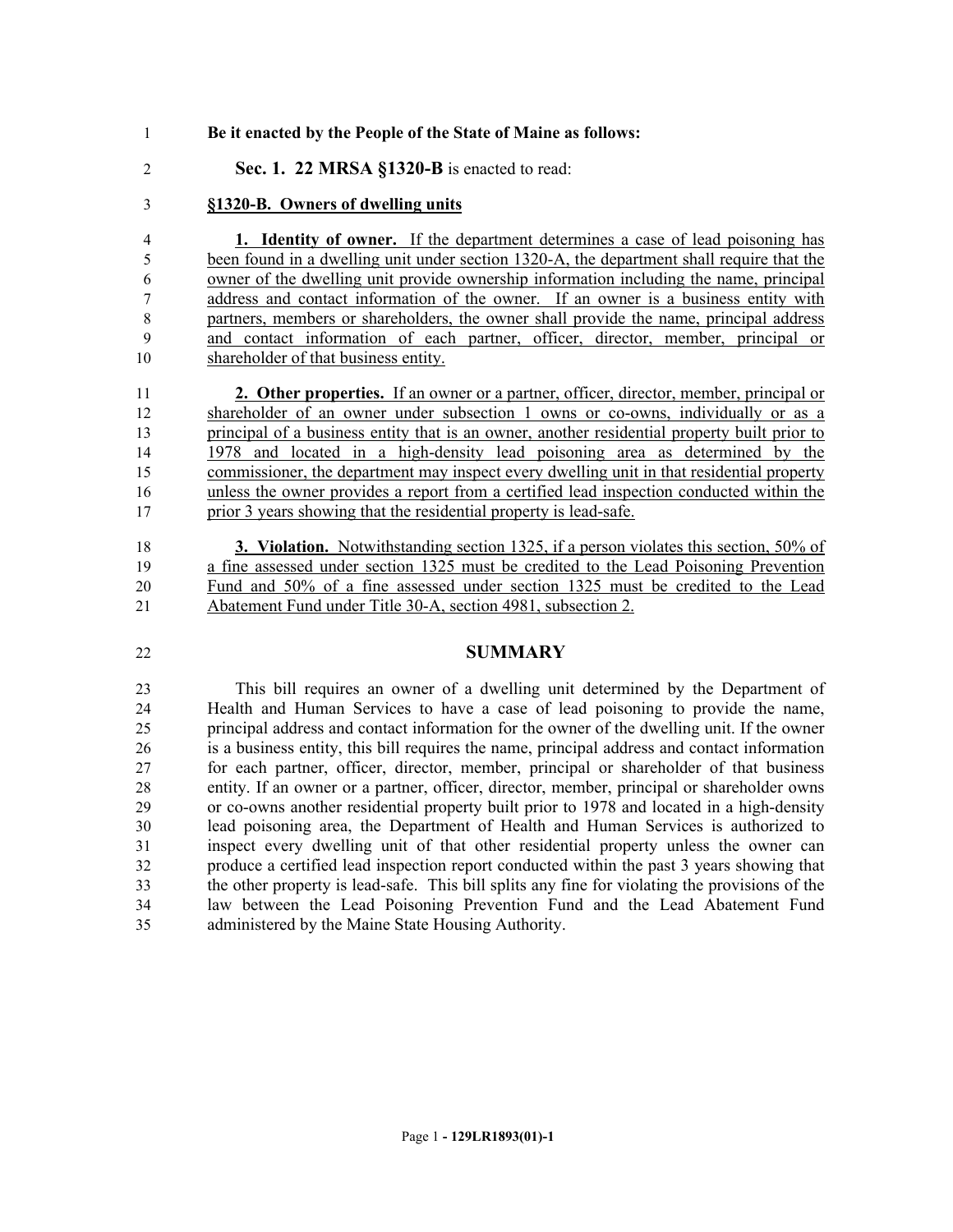**Be it enacted by the People of the State of Maine as follows:**

**Sec. 1. 22 MRSA §1320-B** is enacted to read:

**§1320-B. Owners of dwelling units**

**1. Identity of owner.** If the department determines a case of lead poisoning has been found in a dwelling unit under section 1320-A, the department shall require that the owner of the dwelling unit provide ownership information including the name, principal address and contact information of the owner. If an owner is a business entity with partners, members or shareholders, the owner shall provide the name, principal address and contact information of each partner, officer, director, member, principal or shareholder of that business entity.

**2. Other properties.** If an owner or a partner, officer, director, member, principal or shareholder of an owner under subsection 1 owns or co-owns, individually or as a principal of a business entity that is an owner, another residential property built prior to 1978 and located in a high-density lead poisoning area as determined by the commissioner, the department may inspect every dwelling unit in that residential property unless the owner provides a report from a certified lead inspection conducted within the prior 3 years showing that the residential property is lead-safe.

**3. Violation.** Notwithstanding section 1325, if a person violates this section, 50% of a fine assessed under section 1325 must be credited to the Lead Poisoning Prevention Fund and 50% of a fine assessed under section 1325 must be credited to the Lead Abatement Fund under Title 30-A, section 4981, subsection 2.

## SUMMARY

This bill requires an owner of a dwelling unit determined by the Department of Health and Human Services to have a case of lead poisoning to provide the name, principal address and contact information for the owner of the dwelling unit. If the owner is a business entity, this bill requires the name, principal address and contact information for each partner, officer, director, member, principal or shareholder of that business entity. If an owner or a partner, officer, director, member, principal or shareholder owns or co-owns another residential property built prior to 1978 and located in a high-density lead poisoning area, the Department of Health and Human Services is authorized to inspect every dwelling unit of that other residential property unless the owner can produce a certified lead inspection report conducted within the past 3 years showing that the other property is lead-safe. This bill splits any fine for violating the provisions of the law between the Lead Poisoning Prevention Fund and the Lead Abatement Fund administered by the Maine State Housing Authority.